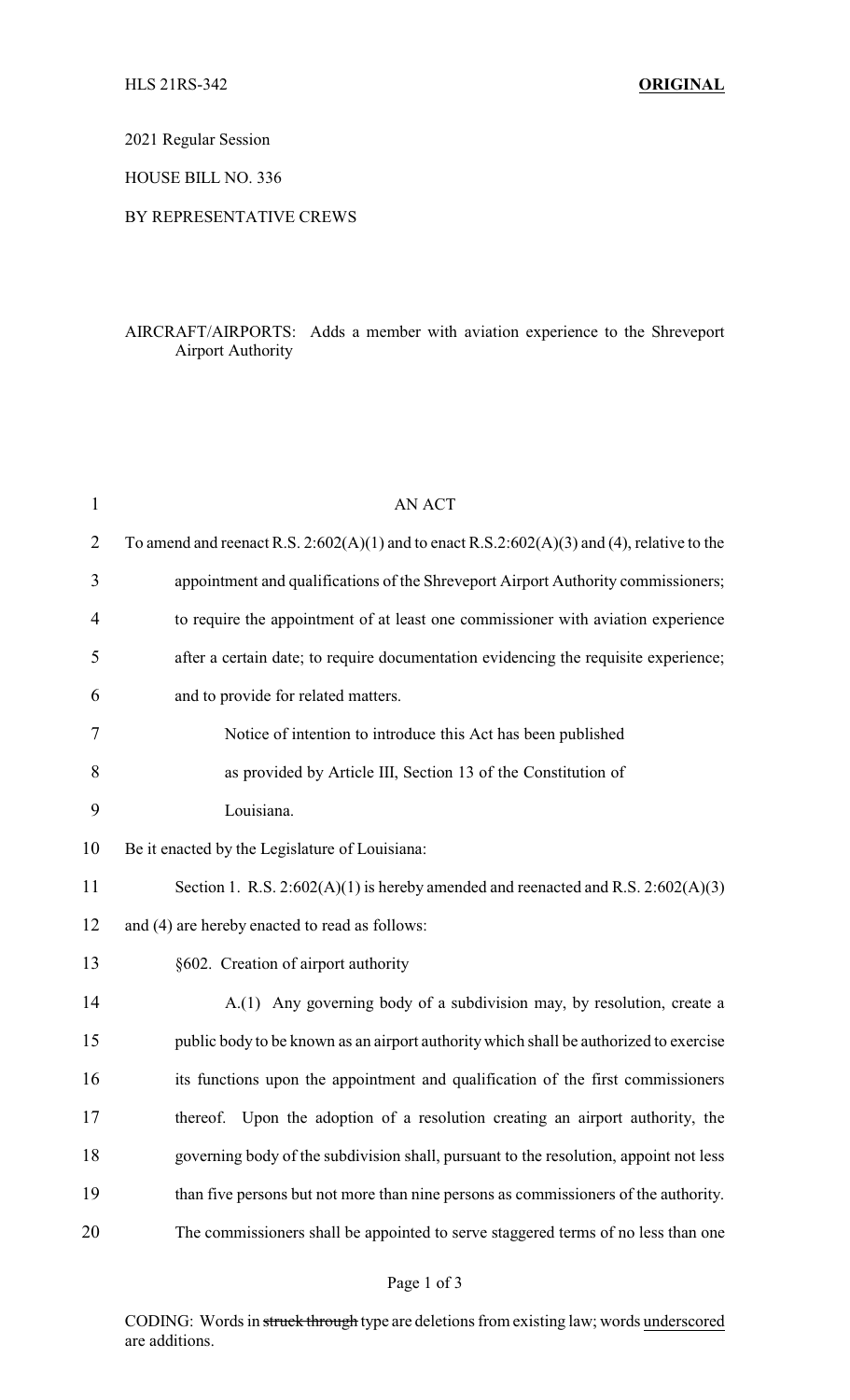HLS 21RS-342 **ORIGINAL**

2021 Regular Session

HOUSE BILL NO. 336

BY REPRESENTATIVE CREWS

AIRCRAFT/AIRPORTS: Adds a member with aviation experience to the Shreveport Airport Authority

AN ACT

To amend and reenact R.S. 2:602(A)(1) and to enact R.S.2:602(A)(3) and (4), relative to the appointment and qualifications of the Shreveport Airport Authority commissioners; to require the appointment of at least one commissioner with aviation experience after a certain date; to require documentation evidencing the requisite experience; and to provide for related matters.

Notice of intention to introduce this Act has been published as provided by Article III, Section 13 of the Constitution of Louisiana.

Be it enacted by the Legislature of Louisiana:

Section 1. R.S. 2:602(A)(1) is hereby amended and reenacted and R.S. 2:602(A)(3) and (4) are hereby enacted to read as follows:

§602. Creation of airport authority

A.(1) Any governing body of a subdivision may, by resolution, create a public body to be known as an airport authority which shall be authorized to exercise its functions upon the appointment and qualification of the first commissioners thereof. Upon the adoption of a resolution creating an airport authority, the governing body of the subdivision shall, pursuant to the resolution, appoint not less than five persons but not more than nine persons as commissioners of the authority. The commissioners shall be appointed to serve staggered terms of no less than one

CODING: Words in ~~struck through~~ type are deletions from existing law; words underscored are additions.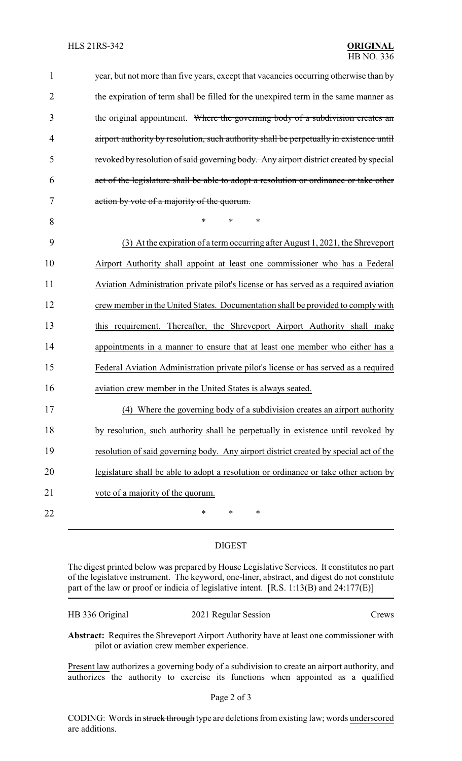year, but not more than five years, except that vacancies occurring otherwise than by the expiration of term shall be filled for the unexpired term in the same manner as the original appointment. ~~Where the governing body of a subdivision creates an airport authority by resolution, such authority shall be perpetually in existence until revoked by resolution of said governing body. Any airport district created by special act of the legislature shall be able to adopt a resolution or ordinance or take other action by vote of a majority of the quorum.~~

\* \* \*

<u>(3) At the expiration of a term occurring after August 1, 2021, the Shreveport Airport Authority shall appoint at least one commissioner who has a Federal Aviation Administration private pilot's license or has served as a required aviation crew member in the United States. Documentation shall be provided to comply with this requirement. Thereafter, the Shreveport Airport Authority shall make appointments in a manner to ensure that at least one member who either has a Federal Aviation Administration private pilot's license or has served as a required aviation crew member in the United States is always seated.</u>

<u>(4) Where the governing body of a subdivision creates an airport authority by resolution, such authority shall be perpetually in existence until revoked by resolution of said governing body. Any airport district created by special act of the legislature shall be able to adopt a resolution or ordinance or take other action by vote of a majority of the quorum.</u>

\* \* \*

## DIGEST

The digest printed below was prepared by House Legislative Services. It constitutes no part of the legislative instrument. The keyword, one-liner, abstract, and digest do not constitute part of the law or proof or indicia of legislative intent. [R.S. 1:13(B) and 24:177(E)]

| HB 336 Original | 2021 Regular Session | Crews |
|---|---|---|

**Abstract:** Requires the Shreveport Airport Authority have at least one commissioner with pilot or aviation crew member experience.

<u>Present law</u> authorizes a governing body of a subdivision to create an airport authority, and authorizes the authority to exercise its functions when appointed as a qualified

CODING: Words in ~~struck through~~ type are deletions from existing law; words <u>underscored</u> are additions.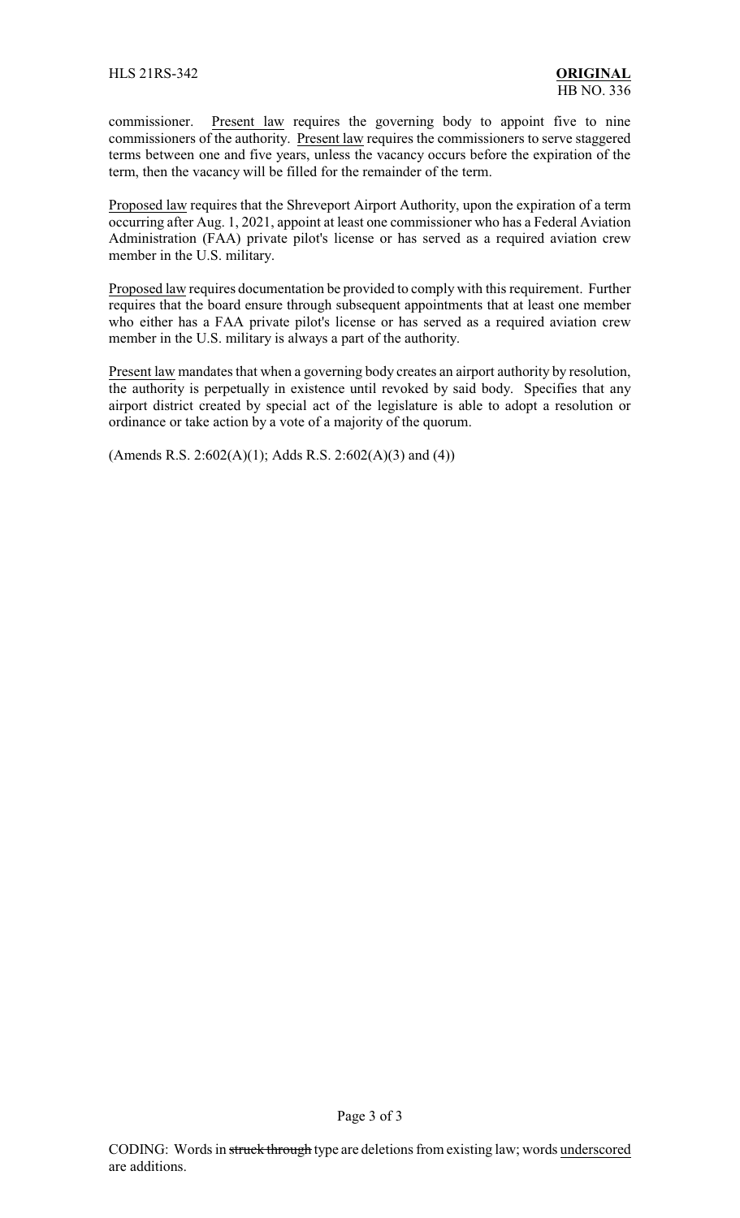commissioner. Present law requires the governing body to appoint five to nine commissioners of the authority. Present law requires the commissioners to serve staggered terms between one and five years, unless the vacancy occurs before the expiration of the term, then the vacancy will be filled for the remainder of the term.

Proposed law requires that the Shreveport Airport Authority, upon the expiration of a term occurring after Aug. 1, 2021, appoint at least one commissioner who has a Federal Aviation Administration (FAA) private pilot's license or has served as a required aviation crew member in the U.S. military.

Proposed law requires documentation be provided to comply with this requirement. Further requires that the board ensure through subsequent appointments that at least one member who either has a FAA private pilot's license or has served as a required aviation crew member in the U.S. military is always a part of the authority.

Present law mandates that when a governing body creates an airport authority by resolution, the authority is perpetually in existence until revoked by said body. Specifies that any airport district created by special act of the legislature is able to adopt a resolution or ordinance or take action by a vote of a majority of the quorum.

(Amends R.S. 2:602(A)(1); Adds R.S. 2:602(A)(3) and (4))

CODING: Words in ~~struck through~~ type are deletions from existing law; words underscored are additions.